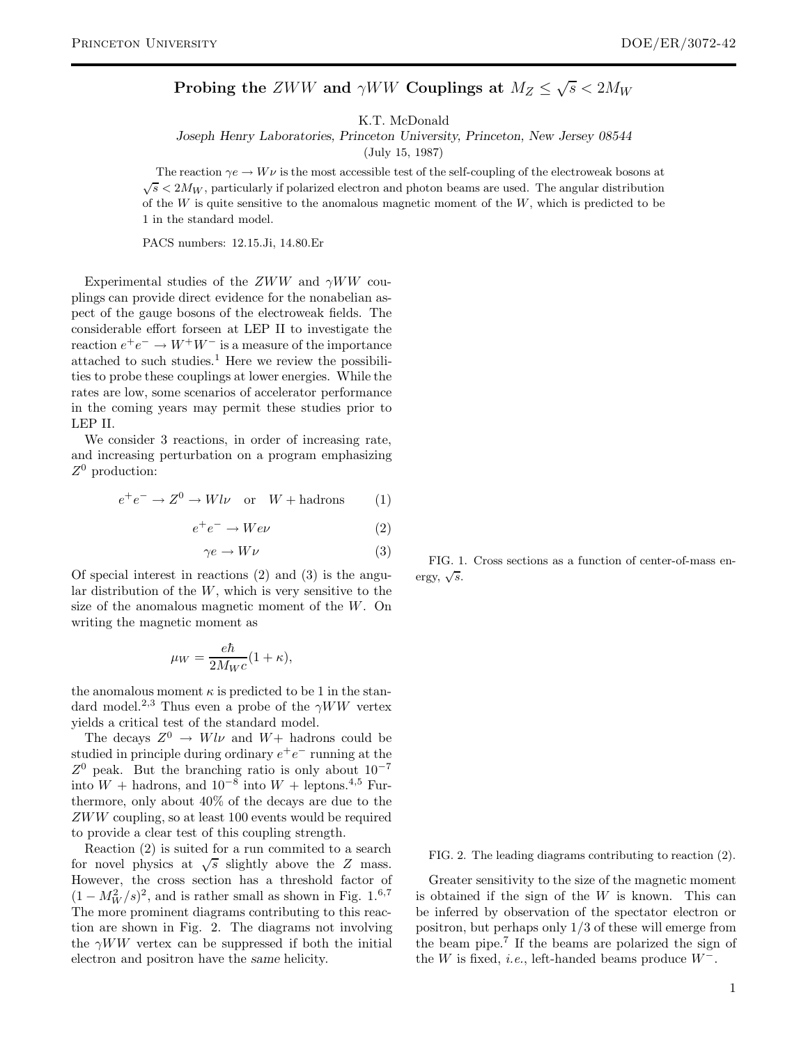# Probing the $ZWW$ and $\gamma WW$ Couplings at $M_Z \leq \sqrt{s} < 2M_W$

K.T. McDonald

*Joseph Henry Laboratories, Princeton University, Princeton, New Jersey 08544*

(July 15, 1987)

The reaction $\gamma e \to W\nu$ is the most accessible test of the self-coupling of the electroweak bosons at $\sqrt{s} < 2M_W$, particularly if polarized electron and photon beams are used. The angular distribution of the $W$ is quite sensitive to the anomalous magnetic moment of the $W$, which is predicted to be 1 in the standard model.

PACS numbers: 12.15.Ji, 14.80.Er

Experimental studies of the $ZWW$ and $\gamma WW$ couplings can provide direct evidence for the nonabelian aspect of the gauge bosons of the electroweak fields. The considerable effort forseen at LEP II to investigate the reaction $e^+e^- \to W^+W^-$ is a measure of the importance attached to such studies.[1] Here we review the possibilities to probe these couplings at lower energies. While the rates are low, some scenarios of accelerator performance in the coming years may permit these studies prior to LEP II.

We consider 3 reactions, in order of increasing rate, and increasing perturbation on a program emphasizing $Z^0$ production:

$$e^+e^- \to Z^0 \to Wl\nu \quad \text{or} \quad W + \text{hadrons} \tag{1}$$

$$e^+e^- \to We\nu \tag{2}$$

$$\gamma e \to W\nu \tag{3}$$

Of special interest in reactions (2) and (3) is the angular distribution of the $W$, which is very sensitive to the size of the anomalous magnetic moment of the $W$. On writing the magnetic moment as

$$\mu_W = \frac{e\hbar}{2M_W c}(1 + \kappa),$$

the anomalous moment $\kappa$ is predicted to be 1 in the standard model.[2,3] Thus even a probe of the $\gamma WW$ vertex yields a critical test of the standard model.

The decays $Z^0 \to Wl\nu$ and $W+$ hadrons could be studied in principle during ordinary $e^+e^-$ running at the $Z^0$ peak. But the branching ratio is only about $10^{-7}$ into $W$ + hadrons, and $10^{-8}$ into $W$ + leptons.[4,5] Furthermore, only about 40% of the decays are due to the $ZWW$ coupling, so at least 100 events would be required to provide a clear test of this coupling strength.

Reaction (2) is suited for a run commited to a search for novel physics at $\sqrt{s}$ slightly above the $Z$ mass. However, the cross section has a threshold factor of $(1 - M_W^2/s)^2$, and is rather small as shown in Fig. 1.[6,7] The more prominent diagrams contributing to this reaction are shown in Fig. 2. The diagrams not involving the $\gamma WW$ vertex can be suppressed if both the initial electron and positron have the *same* helicity.

FIG. 1. Cross sections as a function of center-of-mass energy, $\sqrt{s}$.

FIG. 2. The leading diagrams contributing to reaction (2).

Greater sensitivity to the size of the magnetic moment is obtained if the sign of the $W$ is known. This can be inferred by observation of the spectator electron or positron, but perhaps only 1/3 of these will emerge from the beam pipe.[7] If the beams are polarized the sign of the $W$ is fixed, *i.e.*, left-handed beams produce $W^-$.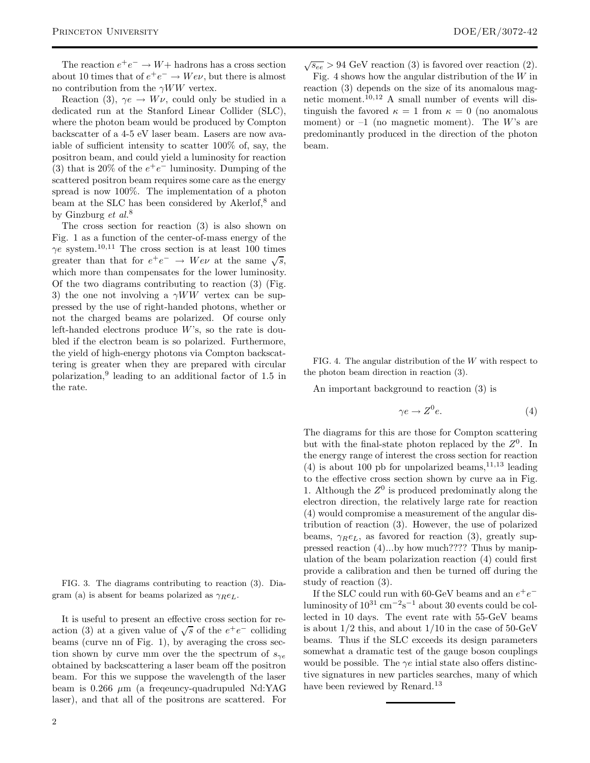The reaction $e^+e^- \to W+$ hadrons has a cross section about 10 times that of $e^+e^- \to We\nu$, but there is almost no contribution from the $\gamma WW$ vertex.

Reaction (3), $\gamma e \to W\nu$, could only be studied in a dedicated run at the Stanford Linear Collider (SLC), where the photon beam would be produced by Compton backscatter of a 4-5 eV laser beam. Lasers are now avaiable of sufficient intensity to scatter 100% of, say, the positron beam, and could yield a luminosity for reaction (3) that is 20% of the $e^+e^-$ luminosity. Dumping of the scattered positron beam requires some care as the energy spread is now 100%. The implementation of a photon beam at the SLC has been considered by Akerlof,[8] and by Ginzburg *et al.*[8]

The cross section for reaction (3) is also shown on Fig. 1 as a function of the center-of-mass energy of the $\gamma e$ system.[10,11] The cross section is at least 100 times greater than that for $e^+e^- \to We\nu$ at the same $\sqrt{s}$, which more than compensates for the lower luminosity. Of the two diagrams contributing to reaction (3) (Fig. 3) the one not involving a $\gamma WW$ vertex can be suppressed by the use of right-handed photons, whether or not the charged beams are polarized. Of course only left-handed electrons produce $W$'s, so the rate is doubled if the electron beam is so polarized. Furthermore, the yield of high-energy photons via Compton backscattering is greater when they are prepared with circular polarization,[9] leading to an additional factor of 1.5 in the rate.

FIG. 3. The diagrams contributing to reaction (3). Diagram (a) is absent for beams polarized as $\gamma_R e_L$.

It is useful to present an effective cross section for reaction (3) at a given value of $\sqrt{s}$ of the $e^+e^-$ colliding beams (curve nn of Fig. 1), by averaging the cross section shown by curve mm over the the spectrum of $s_{\gamma e}$ obtained by backscattering a laser beam off the positron beam. For this we suppose the wavelength of the laser beam is 0.266 $\mu$m (a freqeuncy-quadrupuled Nd:YAG laser), and that all of the positrons are scattered. For $\sqrt{s_{ee}} > 94$ GeV reaction (3) is favored over reaction (2).

Fig. 4 shows how the angular distribution of the $W$ in reaction (3) depends on the size of its anomalous magnetic moment.[10,12] A small number of events will distinguish the favored $\kappa = 1$ from $\kappa = 0$ (no anomalous moment) or –1 (no magnetic moment). The $W$'s are predominantly produced in the direction of the photon beam.

FIG. 4. The angular distribution of the $W$ with respect to the photon beam direction in reaction (3).

An important background to reaction (3) is

$$\gamma e \to Z^0 e. \tag{4}$$

The diagrams for this are those for Compton scattering but with the final-state photon replaced by the $Z^0$. In the energy range of interest the cross section for reaction (4) is about 100 pb for unpolarized beams,[11,13] leading to the effective cross section shown by curve aa in Fig. 1. Although the $Z^0$ is produced predominatly along the electron direction, the relatively large rate for reaction (4) would compromise a measurement of the angular distribution of reaction (3). However, the use of polarized beams, $\gamma_R e_L$, as favored for reaction (3), greatly suppressed reaction (4)...by how much???? Thus by manipulation of the beam polarization reaction (4) could first provide a calibration and then be turned off during the study of reaction (3).

If the SLC could run with 60-GeV beams and an $e^+e^-$ luminosity of $10^{31}$ cm$^{-2}$s$^{-1}$ about 30 events could be collected in 10 days. The event rate with 55-GeV beams is about 1/2 this, and about 1/10 in the case of 50-GeV beams. Thus if the SLC exceeds its design parameters somewhat a dramatic test of the gauge boson couplings would be possible. The $\gamma e$ intial state also offers distinctive signatures in new particles searches, many of which have been reviewed by Renard.[13]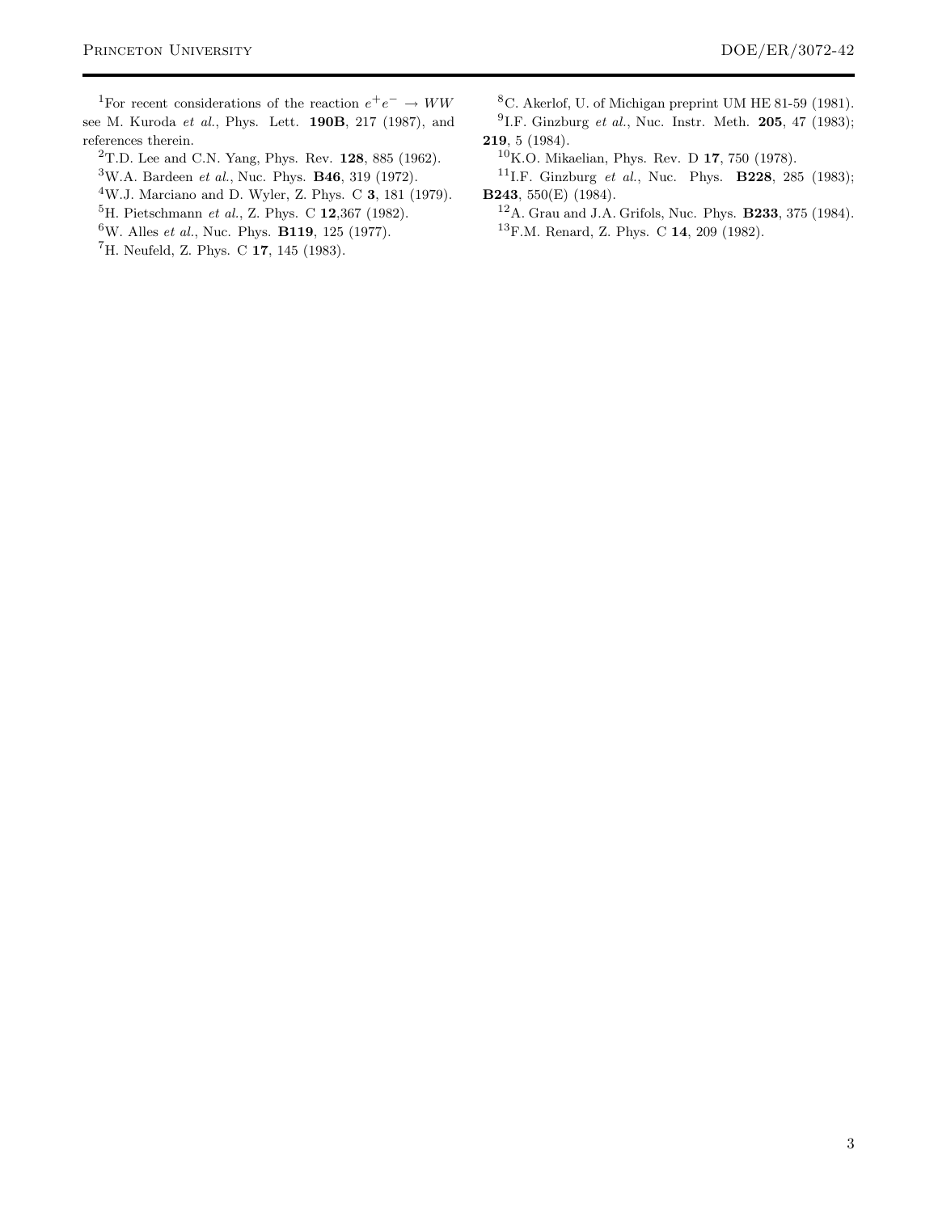[1]For recent considerations of the reaction $e^+e^- \rightarrow WW$ see M. Kuroda *et al.*, Phys. Lett. **190B**, 217 (1987), and references therein.

[2]T.D. Lee and C.N. Yang, Phys. Rev. **128**, 885 (1962).

[3]W.A. Bardeen *et al.*, Nuc. Phys. **B46**, 319 (1972).

[4]W.J. Marciano and D. Wyler, Z. Phys. C **3**, 181 (1979).

[5]H. Pietschmann *et al.*, Z. Phys. C **12**,367 (1982).

[6]W. Alles *et al.*, Nuc. Phys. **B119**, 125 (1977).

[7]H. Neufeld, Z. Phys. C **17**, 145 (1983).

[8]C. Akerlof, U. of Michigan preprint UM HE 81-59 (1981).

[9]I.F. Ginzburg *et al.*, Nuc. Instr. Meth. **205**, 47 (1983); **219**, 5 (1984).

[10]K.O. Mikaelian, Phys. Rev. D **17**, 750 (1978).

[11]I.F. Ginzburg *et al.*, Nuc. Phys. **B228**, 285 (1983); **B243**, 550(E) (1984).

[12]A. Grau and J.A. Grifols, Nuc. Phys. **B233**, 375 (1984).

[13]F.M. Renard, Z. Phys. C **14**, 209 (1982).